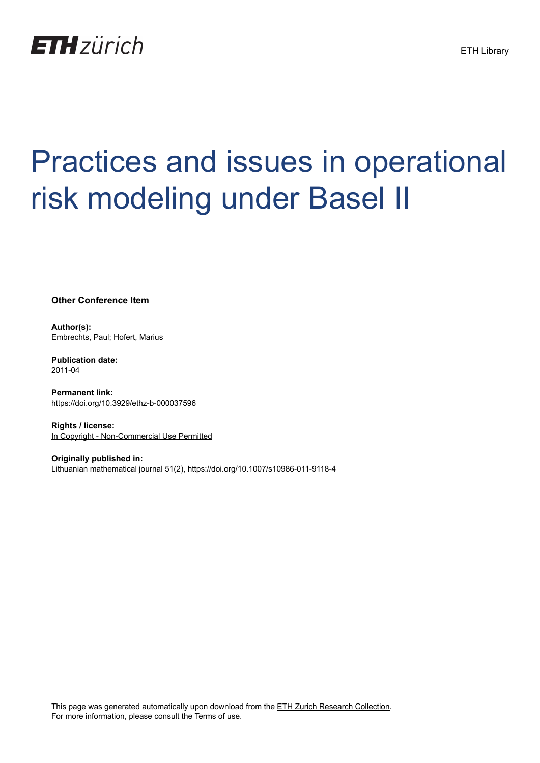ETH zürich

ETH Library

# Practices and issues in operational risk modeling under Basel II

**Other Conference Item**

**Author(s):**
Embrechts, Paul; Hofert, Marius

**Publication date:**
2011-04

**Permanent link:**
https://doi.org/10.3929/ethz-b-000037596

**Rights / license:**
In Copyright - Non-Commercial Use Permitted

**Originally published in:**
Lithuanian mathematical journal 51(2), https://doi.org/10.1007/s10986-011-9118-4

This page was generated automatically upon download from the ETH Zurich Research Collection.
For more information, please consult the Terms of use.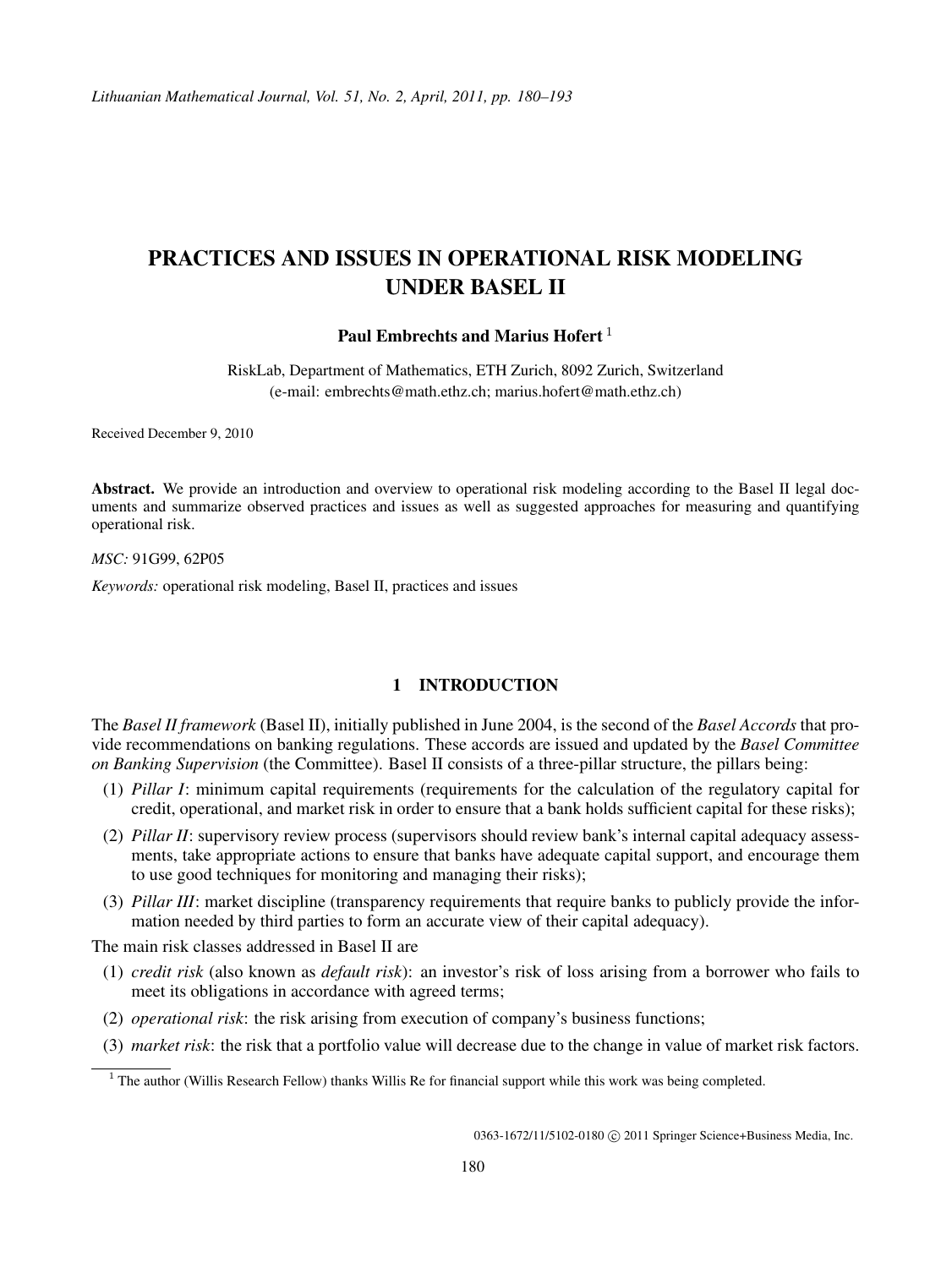# PRACTICES AND ISSUES IN OPERATIONAL RISK MODELING UNDER BASEL II

**Paul Embrechts and Marius Hofert** [1]

RiskLab, Department of Mathematics, ETH Zurich, 8092 Zurich, Switzerland
(e-mail: embrechts@math.ethz.ch; marius.hofert@math.ethz.ch)

Received December 9, 2010

**Abstract.** We provide an introduction and overview to operational risk modeling according to the Basel II legal documents and summarize observed practices and issues as well as suggested approaches for measuring and quantifying operational risk.

*MSC:* 91G99, 62P05

*Keywords:* operational risk modeling, Basel II, practices and issues

## 1 INTRODUCTION

The *Basel II framework* (Basel II), initially published in June 2004, is the second of the *Basel Accords* that provide recommendations on banking regulations. These accords are issued and updated by the *Basel Committee on Banking Supervision* (the Committee). Basel II consists of a three-pillar structure, the pillars being:

(1) *Pillar I*: minimum capital requirements (requirements for the calculation of the regulatory capital for credit, operational, and market risk in order to ensure that a bank holds sufficient capital for these risks);

(2) *Pillar II*: supervisory review process (supervisors should review bank's internal capital adequacy assessments, take appropriate actions to ensure that banks have adequate capital support, and encourage them to use good techniques for monitoring and managing their risks);

(3) *Pillar III*: market discipline (transparency requirements that require banks to publicly provide the information needed by third parties to form an accurate view of their capital adequacy).

The main risk classes addressed in Basel II are

(1) *credit risk* (also known as *default risk*): an investor's risk of loss arising from a borrower who fails to meet its obligations in accordance with agreed terms;

(2) *operational risk*: the risk arising from execution of company's business functions;

(3) *market risk*: the risk that a portfolio value will decrease due to the change in value of market risk factors.

[1] The author (Willis Research Fellow) thanks Willis Re for financial support while this work was being completed.

0363-1672/11/5102-0180 © 2011 Springer Science+Business Media, Inc.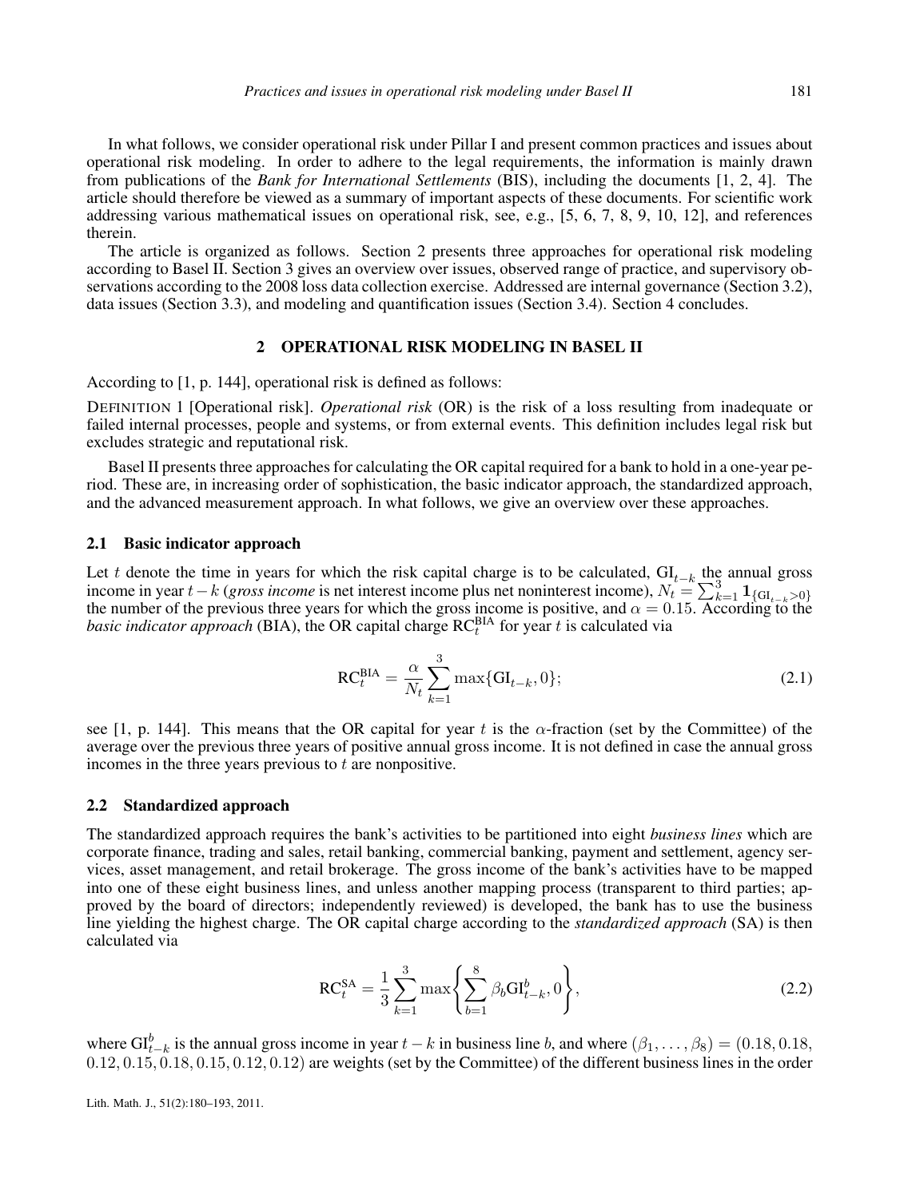In what follows, we consider operational risk under Pillar I and present common practices and issues about operational risk modeling. In order to adhere to the legal requirements, the information is mainly drawn from publications of the *Bank for International Settlements* (BIS), including the documents [1, 2, 4]. The article should therefore be viewed as a summary of important aspects of these documents. For scientific work addressing various mathematical issues on operational risk, see, e.g., [5, 6, 7, 8, 9, 10, 12], and references therein.

The article is organized as follows. Section 2 presents three approaches for operational risk modeling according to Basel II. Section 3 gives an overview over issues, observed range of practice, and supervisory observations according to the 2008 loss data collection exercise. Addressed are internal governance (Section 3.2), data issues (Section 3.3), and modeling and quantification issues (Section 3.4). Section 4 concludes.

## 2 OPERATIONAL RISK MODELING IN BASEL II

According to [1, p. 144], operational risk is defined as follows:

DEFINITION 1 [Operational risk]. *Operational risk* (OR) is the risk of a loss resulting from inadequate or failed internal processes, people and systems, or from external events. This definition includes legal risk but excludes strategic and reputational risk.

Basel II presents three approaches for calculating the OR capital required for a bank to hold in a one-year period. These are, in increasing order of sophistication, the basic indicator approach, the standardized approach, and the advanced measurement approach. In what follows, we give an overview over these approaches.

### 2.1 Basic indicator approach

Let $t$ denote the time in years for which the risk capital charge is to be calculated, $\mathrm{GI}_{t-k}$ the annual gross income in year $t-k$ (*gross income* is net interest income plus net noninterest income), $N_t = \sum_{k=1}^{3} \mathbf{1}_{\{\mathrm{GI}_{t-k}>0\}}$ the number of the previous three years for which the gross income is positive, and $\alpha = 0.15$. According to the *basic indicator approach* (BIA), the OR capital charge $\mathrm{RC}_t^{\mathrm{BIA}}$ for year $t$ is calculated via

$$\mathrm{RC}_t^{\mathrm{BIA}} = \frac{\alpha}{N_t} \sum_{k=1}^{3} \max\{\mathrm{GI}_{t-k}, 0\}; \tag{2.1}$$

see [1, p. 144]. This means that the OR capital for year $t$ is the $\alpha$-fraction (set by the Committee) of the average over the previous three years of positive annual gross income. It is not defined in case the annual gross incomes in the three years previous to $t$ are nonpositive.

### 2.2 Standardized approach

The standardized approach requires the bank's activities to be partitioned into eight *business lines* which are corporate finance, trading and sales, retail banking, commercial banking, payment and settlement, agency services, asset management, and retail brokerage. The gross income of the bank's activities have to be mapped into one of these eight business lines, and unless another mapping process (transparent to third parties; approved by the board of directors; independently reviewed) is developed, the bank has to use the business line yielding the highest charge. The OR capital charge according to the *standardized approach* (SA) is then calculated via

$$\mathrm{RC}_t^{\mathrm{SA}} = \frac{1}{3} \sum_{k=1}^{3} \max\left\{ \sum_{b=1}^{8} \beta_b \mathrm{GI}_{t-k}^b, 0 \right\}, \tag{2.2}$$

where $\mathrm{GI}_{t-k}^b$ is the annual gross income in year $t-k$ in business line $b$, and where $(\beta_1, \ldots, \beta_8) = (0.18, 0.18, 0.12, 0.15, 0.18, 0.15, 0.12, 0.12)$ are weights (set by the Committee) of the different business lines in the order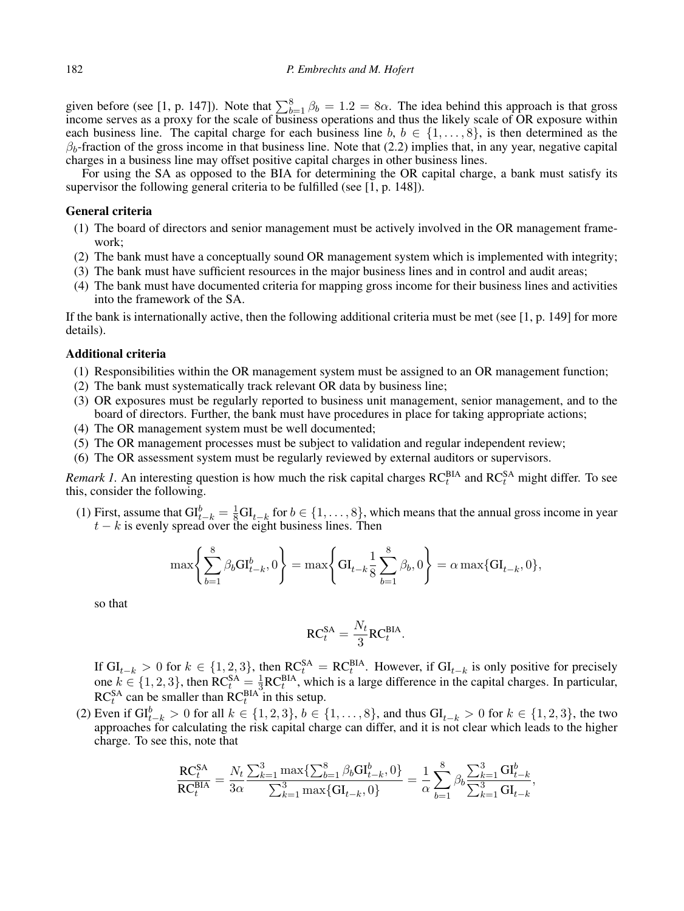given before (see [1, p. 147]). Note that $\sum_{b=1}^{8} \beta_b = 1.2 = 8\alpha$. The idea behind this approach is that gross income serves as a proxy for the scale of business operations and thus the likely scale of OR exposure within each business line. The capital charge for each business line $b$, $b \in \{1, \ldots, 8\}$, is then determined as the $\beta_b$-fraction of the gross income in that business line. Note that (2.2) implies that, in any year, negative capital charges in a business line may offset positive capital charges in other business lines.

For using the SA as opposed to the BIA for determining the OR capital charge, a bank must satisfy its supervisor the following general criteria to be fulfilled (see [1, p. 148]).

**General criteria**

1. The board of directors and senior management must be actively involved in the OR management framework;
2. The bank must have a conceptually sound OR management system which is implemented with integrity;
3. The bank must have sufficient resources in the major business lines and in control and audit areas;
4. The bank must have documented criteria for mapping gross income for their business lines and activities into the framework of the SA.

If the bank is internationally active, then the following additional criteria must be met (see [1, p. 149] for more details).

**Additional criteria**

1. Responsibilities within the OR management system must be assigned to an OR management function;
2. The bank must systematically track relevant OR data by business line;
3. OR exposures must be regularly reported to business unit management, senior management, and to the board of directors. Further, the bank must have procedures in place for taking appropriate actions;
4. The OR management system must be well documented;
5. The OR management processes must be subject to validation and regular independent review;
6. The OR assessment system must be regularly reviewed by external auditors or supervisors.

*Remark 1.* An interesting question is how much the risk capital charges $\mathrm{RC}_t^{\mathrm{BIA}}$ and $\mathrm{RC}_t^{\mathrm{SA}}$ might differ. To see this, consider the following.

(1) First, assume that $\mathrm{GI}_{t-k}^b = \frac{1}{8}\mathrm{GI}_{t-k}$ for $b \in \{1, \ldots, 8\}$, which means that the annual gross income in year $t-k$ is evenly spread over the eight business lines. Then

$$\max\left\{\sum_{b=1}^{8} \beta_b \mathrm{GI}_{t-k}^b, 0\right\} = \max\left\{\mathrm{GI}_{t-k}\frac{1}{8}\sum_{b=1}^{8}\beta_b, 0\right\} = \alpha \max\{\mathrm{GI}_{t-k}, 0\},$$

so that

$$\mathrm{RC}_t^{\mathrm{SA}} = \frac{N_t}{3}\mathrm{RC}_t^{\mathrm{BIA}}.$$

If $\mathrm{GI}_{t-k} > 0$ for $k \in \{1, 2, 3\}$, then $\mathrm{RC}_t^{\mathrm{SA}} = \mathrm{RC}_t^{\mathrm{BIA}}$. However, if $\mathrm{GI}_{t-k}$ is only positive for precisely one $k \in \{1, 2, 3\}$, then $\mathrm{RC}_t^{\mathrm{SA}} = \frac{1}{3}\mathrm{RC}_t^{\mathrm{BIA}}$, which is a large difference in the capital charges. In particular, $\mathrm{RC}_t^{\mathrm{SA}}$ can be smaller than $\mathrm{RC}_t^{\mathrm{BIA}}$ in this setup.

(2) Even if $\mathrm{GI}_{t-k}^b > 0$ for all $k \in \{1, 2, 3\}$, $b \in \{1, \ldots, 8\}$, and thus $\mathrm{GI}_{t-k} > 0$ for $k \in \{1, 2, 3\}$, the two approaches for calculating the risk capital charge can differ, and it is not clear which leads to the higher charge. To see this, note that

$$\frac{\mathrm{RC}_t^{\mathrm{SA}}}{\mathrm{RC}_t^{\mathrm{BIA}}} = \frac{N_t}{3\alpha}\frac{\sum_{k=1}^{3}\max\{\sum_{b=1}^{8}\beta_b \mathrm{GI}_{t-k}^b, 0\}}{\sum_{k=1}^{3}\max\{\mathrm{GI}_{t-k}, 0\}} = \frac{1}{\alpha}\sum_{b=1}^{8}\beta_b \frac{\sum_{k=1}^{3}\mathrm{GI}_{t-k}^b}{\sum_{k=1}^{3}\mathrm{GI}_{t-k}},$$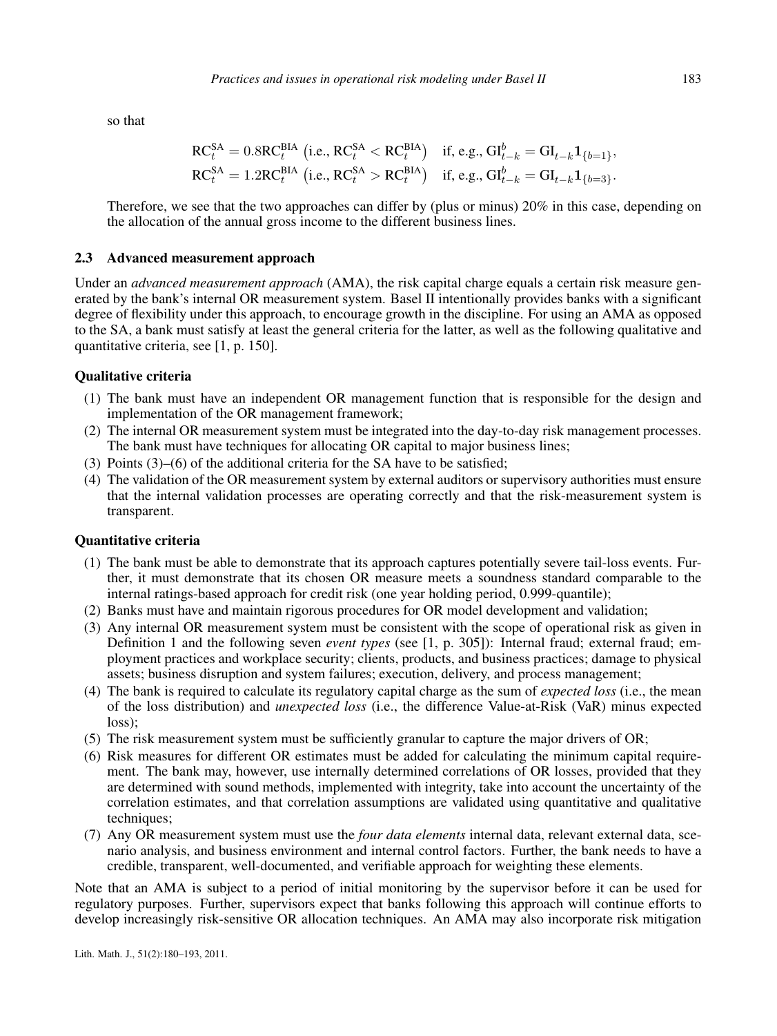so that

$$\mathrm{RC}_t^{\mathrm{SA}} = 0.8\mathrm{RC}_t^{\mathrm{BIA}} \ \left(\text{i.e., } \mathrm{RC}_t^{\mathrm{SA}} < \mathrm{RC}_t^{\mathrm{BIA}}\right) \quad \text{if, e.g., } \mathrm{GI}_{t-k}^b = \mathrm{GI}_{t-k}\mathbf{1}_{\{b=1\}},$$
$$\mathrm{RC}_t^{\mathrm{SA}} = 1.2\mathrm{RC}_t^{\mathrm{BIA}} \ \left(\text{i.e., } \mathrm{RC}_t^{\mathrm{SA}} > \mathrm{RC}_t^{\mathrm{BIA}}\right) \quad \text{if, e.g., } \mathrm{GI}_{t-k}^b = \mathrm{GI}_{t-k}\mathbf{1}_{\{b=3\}}.$$

Therefore, we see that the two approaches can differ by (plus or minus) 20% in this case, depending on the allocation of the annual gross income to the different business lines.

### 2.3 Advanced measurement approach

Under an *advanced measurement approach* (AMA), the risk capital charge equals a certain risk measure generated by the bank's internal OR measurement system. Basel II intentionally provides banks with a significant degree of flexibility under this approach, to encourage growth in the discipline. For using an AMA as opposed to the SA, a bank must satisfy at least the general criteria for the latter, as well as the following qualitative and quantitative criteria, see [1, p. 150].

**Qualitative criteria**

(1) The bank must have an independent OR management function that is responsible for the design and implementation of the OR management framework;

(2) The internal OR measurement system must be integrated into the day-to-day risk management processes. The bank must have techniques for allocating OR capital to major business lines;

(3) Points (3)–(6) of the additional criteria for the SA have to be satisfied;

(4) The validation of the OR measurement system by external auditors or supervisory authorities must ensure that the internal validation processes are operating correctly and that the risk-measurement system is transparent.

**Quantitative criteria**

(1) The bank must be able to demonstrate that its approach captures potentially severe tail-loss events. Further, it must demonstrate that its chosen OR measure meets a soundness standard comparable to the internal ratings-based approach for credit risk (one year holding period, 0.999-quantile);

(2) Banks must have and maintain rigorous procedures for OR model development and validation;

(3) Any internal OR measurement system must be consistent with the scope of operational risk as given in Definition 1 and the following seven *event types* (see [1, p. 305]): Internal fraud; external fraud; employment practices and workplace security; clients, products, and business practices; damage to physical assets; business disruption and system failures; execution, delivery, and process management;

(4) The bank is required to calculate its regulatory capital charge as the sum of *expected loss* (i.e., the mean of the loss distribution) and *unexpected loss* (i.e., the difference Value-at-Risk (VaR) minus expected loss);

(5) The risk measurement system must be sufficiently granular to capture the major drivers of OR;

(6) Risk measures for different OR estimates must be added for calculating the minimum capital requirement. The bank may, however, use internally determined correlations of OR losses, provided that they are determined with sound methods, implemented with integrity, take into account the uncertainty of the correlation estimates, and that correlation assumptions are validated using quantitative and qualitative techniques;

(7) Any OR measurement system must use the *four data elements* internal data, relevant external data, scenario analysis, and business environment and internal control factors. Further, the bank needs to have a credible, transparent, well-documented, and verifiable approach for weighting these elements.

Note that an AMA is subject to a period of initial monitoring by the supervisor before it can be used for regulatory purposes. Further, supervisors expect that banks following this approach will continue efforts to develop increasingly risk-sensitive OR allocation techniques. An AMA may also incorporate risk mitigation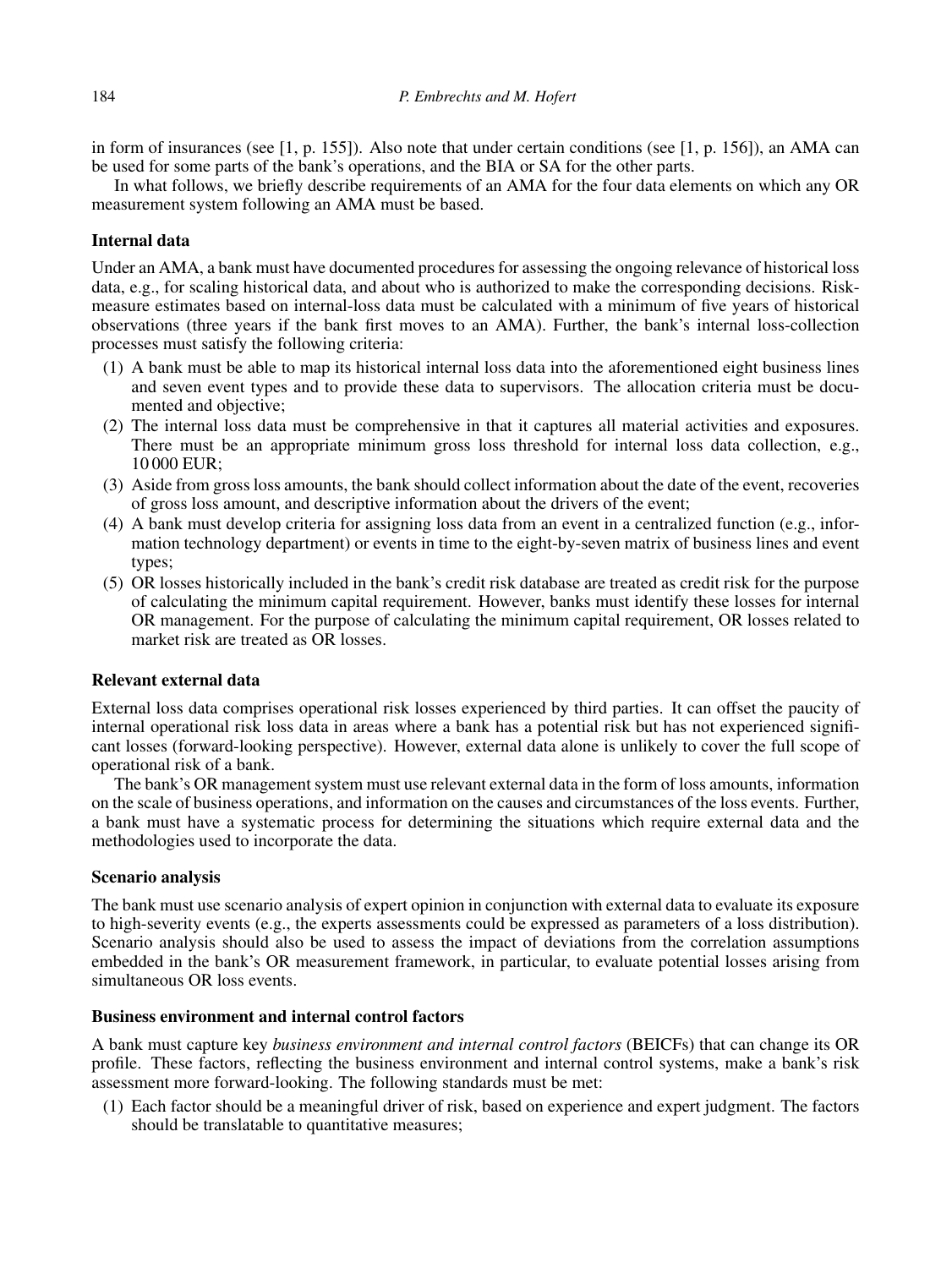in form of insurances (see [1, p. 155]). Also note that under certain conditions (see [1, p. 156]), an AMA can be used for some parts of the bank's operations, and the BIA or SA for the other parts.

In what follows, we briefly describe requirements of an AMA for the four data elements on which any OR measurement system following an AMA must be based.

### Internal data

Under an AMA, a bank must have documented procedures for assessing the ongoing relevance of historical loss data, e.g., for scaling historical data, and about who is authorized to make the corresponding decisions. Risk-measure estimates based on internal-loss data must be calculated with a minimum of five years of historical observations (three years if the bank first moves to an AMA). Further, the bank's internal loss-collection processes must satisfy the following criteria:

1. A bank must be able to map its historical internal loss data into the aforementioned eight business lines and seven event types and to provide these data to supervisors. The allocation criteria must be documented and objective;
2. The internal loss data must be comprehensive in that it captures all material activities and exposures. There must be an appropriate minimum gross loss threshold for internal loss data collection, e.g., 10 000 EUR;
3. Aside from gross loss amounts, the bank should collect information about the date of the event, recoveries of gross loss amount, and descriptive information about the drivers of the event;
4. A bank must develop criteria for assigning loss data from an event in a centralized function (e.g., information technology department) or events in time to the eight-by-seven matrix of business lines and event types;
5. OR losses historically included in the bank's credit risk database are treated as credit risk for the purpose of calculating the minimum capital requirement. However, banks must identify these losses for internal OR management. For the purpose of calculating the minimum capital requirement, OR losses related to market risk are treated as OR losses.

### Relevant external data

External loss data comprises operational risk losses experienced by third parties. It can offset the paucity of internal operational risk loss data in areas where a bank has a potential risk but has not experienced significant losses (forward-looking perspective). However, external data alone is unlikely to cover the full scope of operational risk of a bank.

The bank's OR management system must use relevant external data in the form of loss amounts, information on the scale of business operations, and information on the causes and circumstances of the loss events. Further, a bank must have a systematic process for determining the situations which require external data and the methodologies used to incorporate the data.

### Scenario analysis

The bank must use scenario analysis of expert opinion in conjunction with external data to evaluate its exposure to high-severity events (e.g., the experts assessments could be expressed as parameters of a loss distribution). Scenario analysis should also be used to assess the impact of deviations from the correlation assumptions embedded in the bank's OR measurement framework, in particular, to evaluate potential losses arising from simultaneous OR loss events.

### Business environment and internal control factors

A bank must capture key *business environment and internal control factors* (BEICFs) that can change its OR profile. These factors, reflecting the business environment and internal control systems, make a bank's risk assessment more forward-looking. The following standards must be met:

1. Each factor should be a meaningful driver of risk, based on experience and expert judgment. The factors should be translatable to quantitative measures;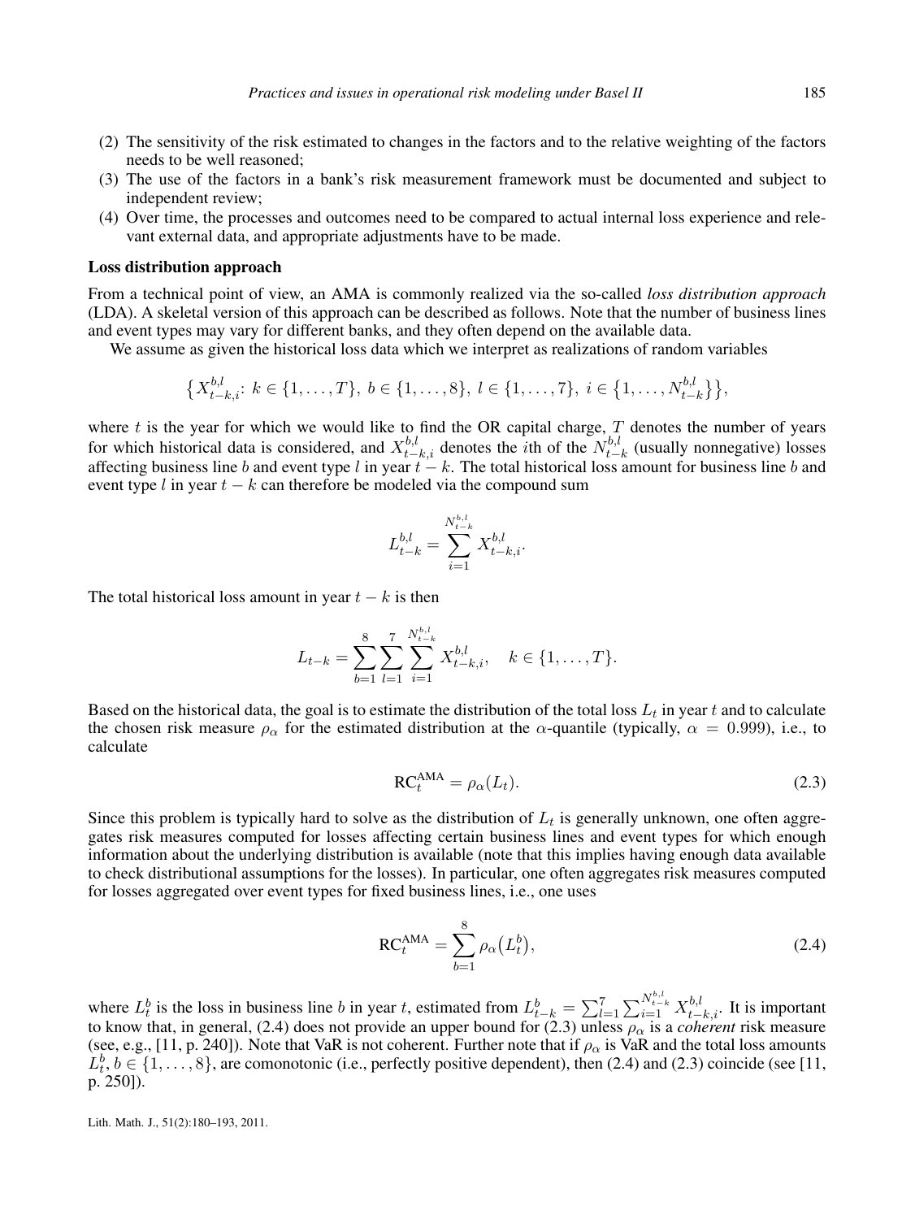(2) The sensitivity of the risk estimated to changes in the factors and to the relative weighting of the factors needs to be well reasoned;
(3) The use of the factors in a bank's risk measurement framework must be documented and subject to independent review;
(4) Over time, the processes and outcomes need to be compared to actual internal loss experience and relevant external data, and appropriate adjustments have to be made.

**Loss distribution approach**

From a technical point of view, an AMA is commonly realized via the so-called *loss distribution approach* (LDA). A skeletal version of this approach can be described as follows. Note that the number of business lines and event types may vary for different banks, and they often depend on the available data.

We assume as given the historical loss data which we interpret as realizations of random variables

$$\left\{X_{t-k,i}^{b,l}\colon k \in \{1,\dots,T\},\ b \in \{1,\dots,8\},\ l \in \{1,\dots,7\},\ i \in \left\{1,\dots,N_{t-k}^{b,l}\right\}\right\},$$

where $t$ is the year for which we would like to find the OR capital charge, $T$ denotes the number of years for which historical data is considered, and $X_{t-k,i}^{b,l}$ denotes the $i$th of the $N_{t-k}^{b,l}$ (usually nonnegative) losses affecting business line $b$ and event type $l$ in year $t-k$. The total historical loss amount for business line $b$ and event type $l$ in year $t-k$ can therefore be modeled via the compound sum

$$L_{t-k}^{b,l} = \sum_{i=1}^{N_{t-k}^{b,l}} X_{t-k,i}^{b,l}.$$

The total historical loss amount in year $t-k$ is then

$$L_{t-k} = \sum_{b=1}^{8}\sum_{l=1}^{7}\sum_{i=1}^{N_{t-k}^{b,l}} X_{t-k,i}^{b,l}, \quad k \in \{1,\dots,T\}.$$

Based on the historical data, the goal is to estimate the distribution of the total loss $L_t$ in year $t$ and to calculate the chosen risk measure $\rho_\alpha$ for the estimated distribution at the $\alpha$-quantile (typically, $\alpha = 0.999$), i.e., to calculate

$$\mathrm{RC}_t^{\mathrm{AMA}} = \rho_\alpha(L_t). \tag{2.3}$$

Since this problem is typically hard to solve as the distribution of $L_t$ is generally unknown, one often aggregates risk measures computed for losses affecting certain business lines and event types for which enough information about the underlying distribution is available (note that this implies having enough data available to check distributional assumptions for the losses). In particular, one often aggregates risk measures computed for losses aggregated over event types for fixed business lines, i.e., one uses

$$\mathrm{RC}_t^{\mathrm{AMA}} = \sum_{b=1}^{8} \rho_\alpha\left(L_t^b\right), \tag{2.4}$$

where $L_t^b$ is the loss in business line $b$ in year $t$, estimated from $L_{t-k}^b = \sum_{l=1}^{7}\sum_{i=1}^{N_{t-k}^{b,l}} X_{t-k,i}^{b,l}$. It is important to know that, in general, (2.4) does not provide an upper bound for (2.3) unless $\rho_\alpha$ is a *coherent* risk measure (see, e.g., [11, p. 240]). Note that VaR is not coherent. Further note that if $\rho_\alpha$ is VaR and the total loss amounts $L_t^b$, $b \in \{1,\dots,8\}$, are comonotonic (i.e., perfectly positive dependent), then (2.4) and (2.3) coincide (see [11, p. 250]).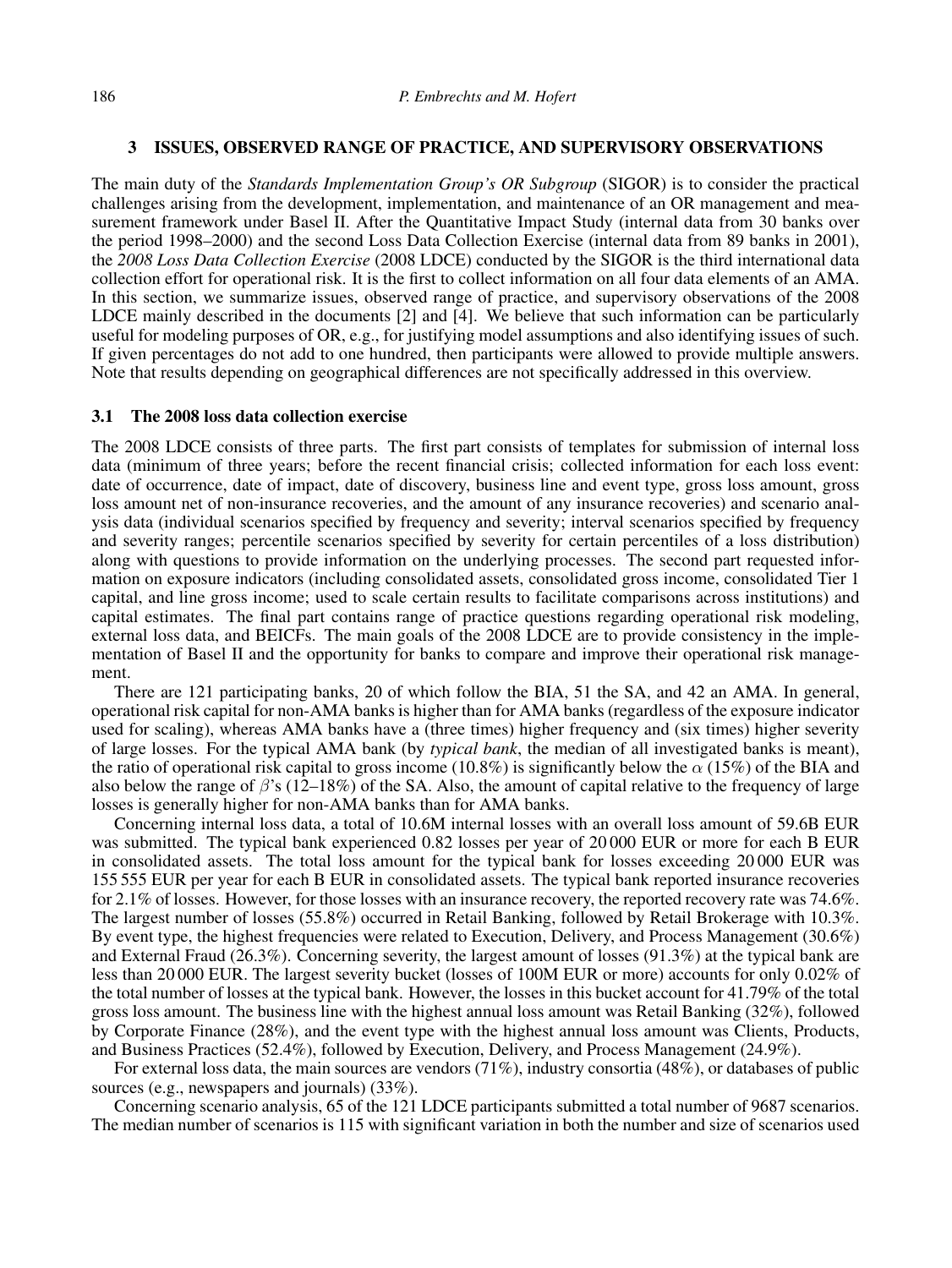## 3 ISSUES, OBSERVED RANGE OF PRACTICE, AND SUPERVISORY OBSERVATIONS

The main duty of the *Standards Implementation Group's OR Subgroup* (SIGOR) is to consider the practical challenges arising from the development, implementation, and maintenance of an OR management and measurement framework under Basel II. After the Quantitative Impact Study (internal data from 30 banks over the period 1998–2000) and the second Loss Data Collection Exercise (internal data from 89 banks in 2001), the *2008 Loss Data Collection Exercise* (2008 LDCE) conducted by the SIGOR is the third international data collection effort for operational risk. It is the first to collect information on all four data elements of an AMA. In this section, we summarize issues, observed range of practice, and supervisory observations of the 2008 LDCE mainly described in the documents [2] and [4]. We believe that such information can be particularly useful for modeling purposes of OR, e.g., for justifying model assumptions and also identifying issues of such. If given percentages do not add to one hundred, then participants were allowed to provide multiple answers. Note that results depending on geographical differences are not specifically addressed in this overview.

### 3.1 The 2008 loss data collection exercise

The 2008 LDCE consists of three parts. The first part consists of templates for submission of internal loss data (minimum of three years; before the recent financial crisis; collected information for each loss event: date of occurrence, date of impact, date of discovery, business line and event type, gross loss amount, gross loss amount net of non-insurance recoveries, and the amount of any insurance recoveries) and scenario analysis data (individual scenarios specified by frequency and severity; interval scenarios specified by frequency and severity ranges; percentile scenarios specified by severity for certain percentiles of a loss distribution) along with questions to provide information on the underlying processes. The second part requested information on exposure indicators (including consolidated assets, consolidated gross income, consolidated Tier 1 capital, and line gross income; used to scale certain results to facilitate comparisons across institutions) and capital estimates. The final part contains range of practice questions regarding operational risk modeling, external loss data, and BEICFs. The main goals of the 2008 LDCE are to provide consistency in the implementation of Basel II and the opportunity for banks to compare and improve their operational risk management.

There are 121 participating banks, 20 of which follow the BIA, 51 the SA, and 42 an AMA. In general, operational risk capital for non-AMA banks is higher than for AMA banks (regardless of the exposure indicator used for scaling), whereas AMA banks have a (three times) higher frequency and (six times) higher severity of large losses. For the typical AMA bank (by *typical bank*, the median of all investigated banks is meant), the ratio of operational risk capital to gross income (10.8%) is significantly below the $\alpha$ (15%) of the BIA and also below the range of $\beta$'s (12–18%) of the SA. Also, the amount of capital relative to the frequency of large losses is generally higher for non-AMA banks than for AMA banks.

Concerning internal loss data, a total of 10.6M internal losses with an overall loss amount of 59.6B EUR was submitted. The typical bank experienced 0.82 losses per year of 20 000 EUR or more for each B EUR in consolidated assets. The total loss amount for the typical bank for losses exceeding 20 000 EUR was 155 555 EUR per year for each B EUR in consolidated assets. The typical bank reported insurance recoveries for 2.1% of losses. However, for those losses with an insurance recovery, the reported recovery rate was 74.6%. The largest number of losses (55.8%) occurred in Retail Banking, followed by Retail Brokerage with 10.3%. By event type, the highest frequencies were related to Execution, Delivery, and Process Management (30.6%) and External Fraud (26.3%). Concerning severity, the largest amount of losses (91.3%) at the typical bank are less than 20 000 EUR. The largest severity bucket (losses of 100M EUR or more) accounts for only 0.02% of the total number of losses at the typical bank. However, the losses in this bucket account for 41.79% of the total gross loss amount. The business line with the highest annual loss amount was Retail Banking (32%), followed by Corporate Finance (28%), and the event type with the highest annual loss amount was Clients, Products, and Business Practices (52.4%), followed by Execution, Delivery, and Process Management (24.9%).

For external loss data, the main sources are vendors (71%), industry consortia (48%), or databases of public sources (e.g., newspapers and journals) (33%).

Concerning scenario analysis, 65 of the 121 LDCE participants submitted a total number of 9687 scenarios. The median number of scenarios is 115 with significant variation in both the number and size of scenarios used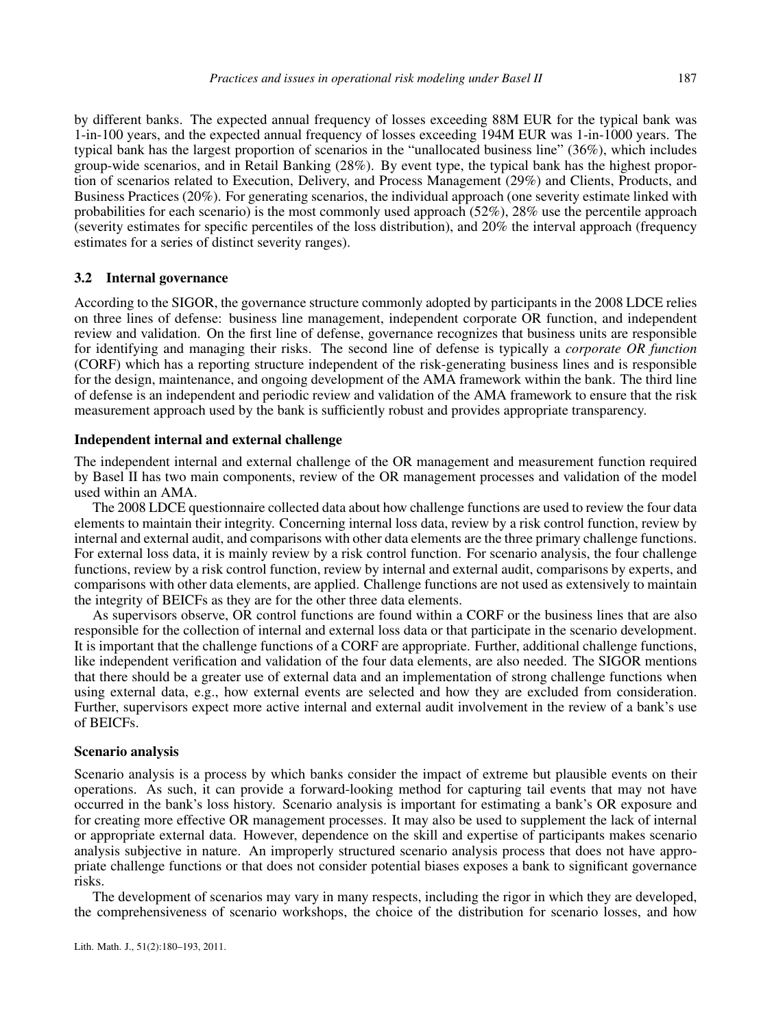by different banks. The expected annual frequency of losses exceeding 88M EUR for the typical bank was 1-in-100 years, and the expected annual frequency of losses exceeding 194M EUR was 1-in-1000 years. The typical bank has the largest proportion of scenarios in the "unallocated business line" (36%), which includes group-wide scenarios, and in Retail Banking (28%). By event type, the typical bank has the highest proportion of scenarios related to Execution, Delivery, and Process Management (29%) and Clients, Products, and Business Practices (20%). For generating scenarios, the individual approach (one severity estimate linked with probabilities for each scenario) is the most commonly used approach (52%), 28% use the percentile approach (severity estimates for specific percentiles of the loss distribution), and 20% the interval approach (frequency estimates for a series of distinct severity ranges).

### 3.2 Internal governance

According to the SIGOR, the governance structure commonly adopted by participants in the 2008 LDCE relies on three lines of defense: business line management, independent corporate OR function, and independent review and validation. On the first line of defense, governance recognizes that business units are responsible for identifying and managing their risks. The second line of defense is typically a *corporate OR function* (CORF) which has a reporting structure independent of the risk-generating business lines and is responsible for the design, maintenance, and ongoing development of the AMA framework within the bank. The third line of defense is an independent and periodic review and validation of the AMA framework to ensure that the risk measurement approach used by the bank is sufficiently robust and provides appropriate transparency.

#### Independent internal and external challenge

The independent internal and external challenge of the OR management and measurement function required by Basel II has two main components, review of the OR management processes and validation of the model used within an AMA.

The 2008 LDCE questionnaire collected data about how challenge functions are used to review the four data elements to maintain their integrity. Concerning internal loss data, review by a risk control function, review by internal and external audit, and comparisons with other data elements are the three primary challenge functions. For external loss data, it is mainly review by a risk control function. For scenario analysis, the four challenge functions, review by a risk control function, review by internal and external audit, comparisons by experts, and comparisons with other data elements, are applied. Challenge functions are not used as extensively to maintain the integrity of BEICFs as they are for the other three data elements.

As supervisors observe, OR control functions are found within a CORF or the business lines that are also responsible for the collection of internal and external loss data or that participate in the scenario development. It is important that the challenge functions of a CORF are appropriate. Further, additional challenge functions, like independent verification and validation of the four data elements, are also needed. The SIGOR mentions that there should be a greater use of external data and an implementation of strong challenge functions when using external data, e.g., how external events are selected and how they are excluded from consideration. Further, supervisors expect more active internal and external audit involvement in the review of a bank's use of BEICFs.

#### Scenario analysis

Scenario analysis is a process by which banks consider the impact of extreme but plausible events on their operations. As such, it can provide a forward-looking method for capturing tail events that may not have occurred in the bank's loss history. Scenario analysis is important for estimating a bank's OR exposure and for creating more effective OR management processes. It may also be used to supplement the lack of internal or appropriate external data. However, dependence on the skill and expertise of participants makes scenario analysis subjective in nature. An improperly structured scenario analysis process that does not have appropriate challenge functions or that does not consider potential biases exposes a bank to significant governance risks.

The development of scenarios may vary in many respects, including the rigor in which they are developed, the comprehensiveness of scenario workshops, the choice of the distribution for scenario losses, and how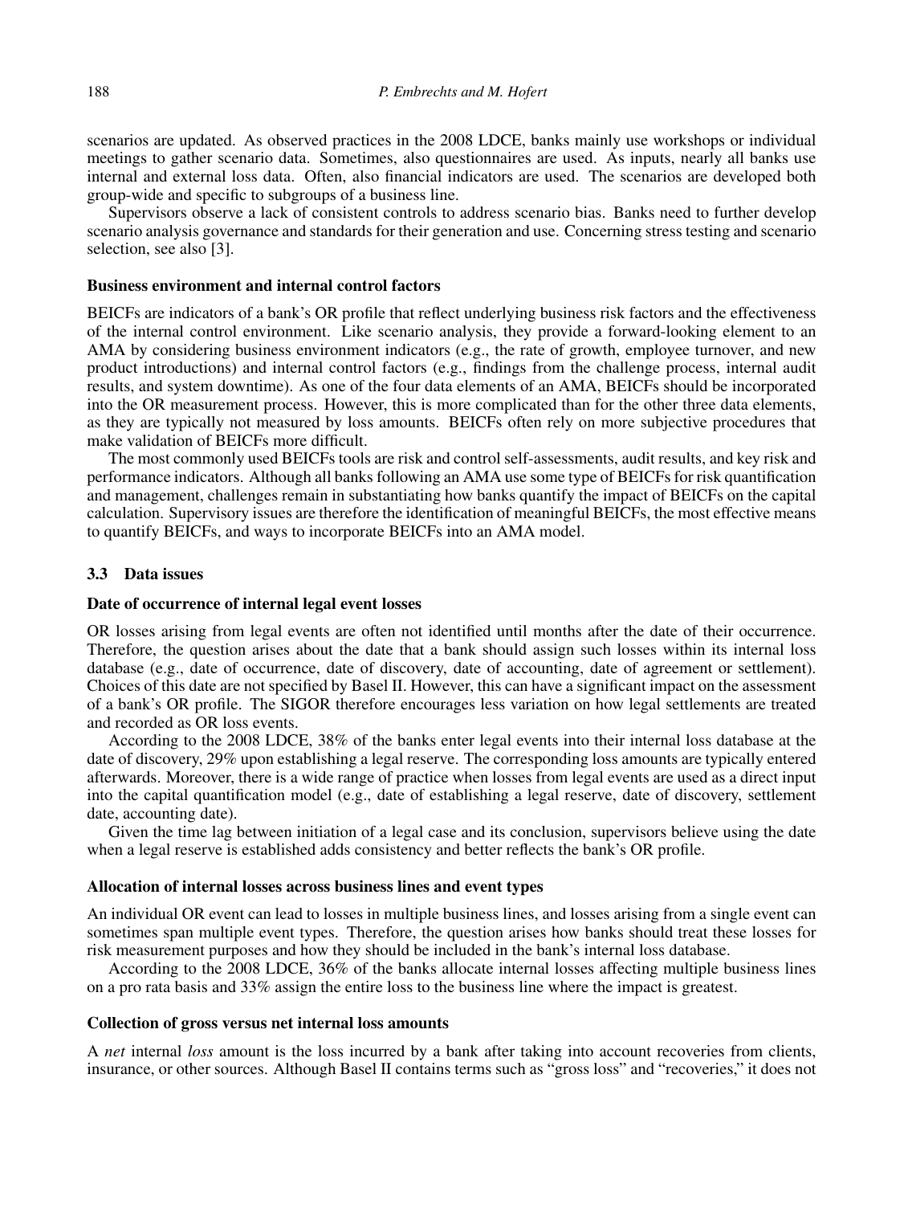scenarios are updated. As observed practices in the 2008 LDCE, banks mainly use workshops or individual meetings to gather scenario data. Sometimes, also questionnaires are used. As inputs, nearly all banks use internal and external loss data. Often, also financial indicators are used. The scenarios are developed both group-wide and specific to subgroups of a business line.

Supervisors observe a lack of consistent controls to address scenario bias. Banks need to further develop scenario analysis governance and standards for their generation and use. Concerning stress testing and scenario selection, see also [3].

#### Business environment and internal control factors

BEICFs are indicators of a bank's OR profile that reflect underlying business risk factors and the effectiveness of the internal control environment. Like scenario analysis, they provide a forward-looking element to an AMA by considering business environment indicators (e.g., the rate of growth, employee turnover, and new product introductions) and internal control factors (e.g., findings from the challenge process, internal audit results, and system downtime). As one of the four data elements of an AMA, BEICFs should be incorporated into the OR measurement process. However, this is more complicated than for the other three data elements, as they are typically not measured by loss amounts. BEICFs often rely on more subjective procedures that make validation of BEICFs more difficult.

The most commonly used BEICFs tools are risk and control self-assessments, audit results, and key risk and performance indicators. Although all banks following an AMA use some type of BEICFs for risk quantification and management, challenges remain in substantiating how banks quantify the impact of BEICFs on the capital calculation. Supervisory issues are therefore the identification of meaningful BEICFs, the most effective means to quantify BEICFs, and ways to incorporate BEICFs into an AMA model.

### 3.3 Data issues

#### Date of occurrence of internal legal event losses

OR losses arising from legal events are often not identified until months after the date of their occurrence. Therefore, the question arises about the date that a bank should assign such losses within its internal loss database (e.g., date of occurrence, date of discovery, date of accounting, date of agreement or settlement). Choices of this date are not specified by Basel II. However, this can have a significant impact on the assessment of a bank's OR profile. The SIGOR therefore encourages less variation on how legal settlements are treated and recorded as OR loss events.

According to the 2008 LDCE, 38% of the banks enter legal events into their internal loss database at the date of discovery, 29% upon establishing a legal reserve. The corresponding loss amounts are typically entered afterwards. Moreover, there is a wide range of practice when losses from legal events are used as a direct input into the capital quantification model (e.g., date of establishing a legal reserve, date of discovery, settlement date, accounting date).

Given the time lag between initiation of a legal case and its conclusion, supervisors believe using the date when a legal reserve is established adds consistency and better reflects the bank's OR profile.

#### Allocation of internal losses across business lines and event types

An individual OR event can lead to losses in multiple business lines, and losses arising from a single event can sometimes span multiple event types. Therefore, the question arises how banks should treat these losses for risk measurement purposes and how they should be included in the bank's internal loss database.

According to the 2008 LDCE, 36% of the banks allocate internal losses affecting multiple business lines on a pro rata basis and 33% assign the entire loss to the business line where the impact is greatest.

#### Collection of gross versus net internal loss amounts

A *net* internal *loss* amount is the loss incurred by a bank after taking into account recoveries from clients, insurance, or other sources. Although Basel II contains terms such as "gross loss" and "recoveries," it does not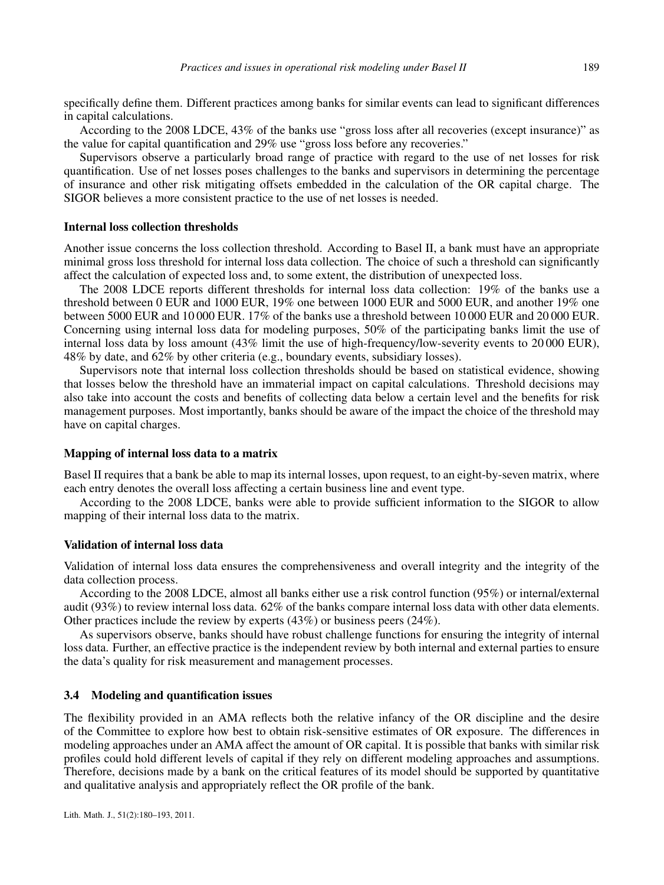specifically define them. Different practices among banks for similar events can lead to significant differences in capital calculations.

According to the 2008 LDCE, 43% of the banks use "gross loss after all recoveries (except insurance)" as the value for capital quantification and 29% use "gross loss before any recoveries."

Supervisors observe a particularly broad range of practice with regard to the use of net losses for risk quantification. Use of net losses poses challenges to the banks and supervisors in determining the percentage of insurance and other risk mitigating offsets embedded in the calculation of the OR capital charge. The SIGOR believes a more consistent practice to the use of net losses is needed.

**Internal loss collection thresholds**

Another issue concerns the loss collection threshold. According to Basel II, a bank must have an appropriate minimal gross loss threshold for internal loss data collection. The choice of such a threshold can significantly affect the calculation of expected loss and, to some extent, the distribution of unexpected loss.

The 2008 LDCE reports different thresholds for internal loss data collection: 19% of the banks use a threshold between 0 EUR and 1000 EUR, 19% one between 1000 EUR and 5000 EUR, and another 19% one between 5000 EUR and 10 000 EUR. 17% of the banks use a threshold between 10 000 EUR and 20 000 EUR. Concerning using internal loss data for modeling purposes, 50% of the participating banks limit the use of internal loss data by loss amount (43% limit the use of high-frequency/low-severity events to 20 000 EUR), 48% by date, and 62% by other criteria (e.g., boundary events, subsidiary losses).

Supervisors note that internal loss collection thresholds should be based on statistical evidence, showing that losses below the threshold have an immaterial impact on capital calculations. Threshold decisions may also take into account the costs and benefits of collecting data below a certain level and the benefits for risk management purposes. Most importantly, banks should be aware of the impact the choice of the threshold may have on capital charges.

**Mapping of internal loss data to a matrix**

Basel II requires that a bank be able to map its internal losses, upon request, to an eight-by-seven matrix, where each entry denotes the overall loss affecting a certain business line and event type.

According to the 2008 LDCE, banks were able to provide sufficient information to the SIGOR to allow mapping of their internal loss data to the matrix.

**Validation of internal loss data**

Validation of internal loss data ensures the comprehensiveness and overall integrity and the integrity of the data collection process.

According to the 2008 LDCE, almost all banks either use a risk control function (95%) or internal/external audit (93%) to review internal loss data. 62% of the banks compare internal loss data with other data elements. Other practices include the review by experts (43%) or business peers (24%).

As supervisors observe, banks should have robust challenge functions for ensuring the integrity of internal loss data. Further, an effective practice is the independent review by both internal and external parties to ensure the data's quality for risk measurement and management processes.

### 3.4 Modeling and quantification issues

The flexibility provided in an AMA reflects both the relative infancy of the OR discipline and the desire of the Committee to explore how best to obtain risk-sensitive estimates of OR exposure. The differences in modeling approaches under an AMA affect the amount of OR capital. It is possible that banks with similar risk profiles could hold different levels of capital if they rely on different modeling approaches and assumptions. Therefore, decisions made by a bank on the critical features of its model should be supported by quantitative and qualitative analysis and appropriately reflect the OR profile of the bank.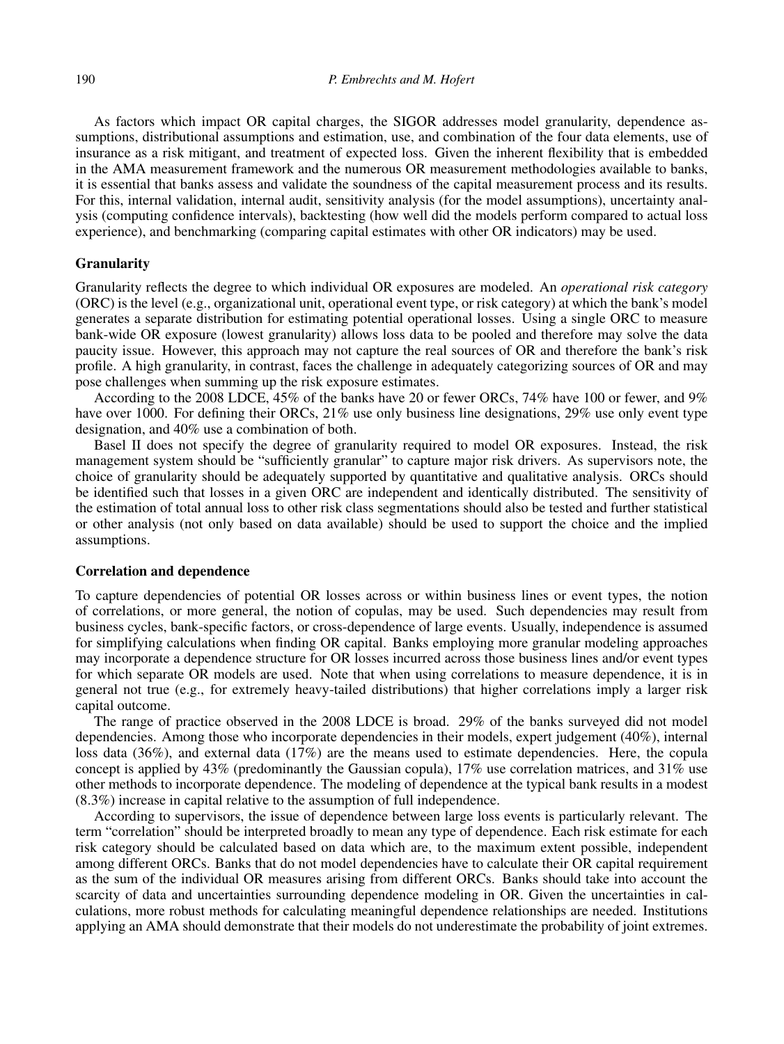As factors which impact OR capital charges, the SIGOR addresses model granularity, dependence assumptions, distributional assumptions and estimation, use, and combination of the four data elements, use of insurance as a risk mitigant, and treatment of expected loss. Given the inherent flexibility that is embedded in the AMA measurement framework and the numerous OR measurement methodologies available to banks, it is essential that banks assess and validate the soundness of the capital measurement process and its results. For this, internal validation, internal audit, sensitivity analysis (for the model assumptions), uncertainty analysis (computing confidence intervals), backtesting (how well did the models perform compared to actual loss experience), and benchmarking (comparing capital estimates with other OR indicators) may be used.

### Granularity

Granularity reflects the degree to which individual OR exposures are modeled. An *operational risk category* (ORC) is the level (e.g., organizational unit, operational event type, or risk category) at which the bank's model generates a separate distribution for estimating potential operational losses. Using a single ORC to measure bank-wide OR exposure (lowest granularity) allows loss data to be pooled and therefore may solve the data paucity issue. However, this approach may not capture the real sources of OR and therefore the bank's risk profile. A high granularity, in contrast, faces the challenge in adequately categorizing sources of OR and may pose challenges when summing up the risk exposure estimates.

According to the 2008 LDCE, 45% of the banks have 20 or fewer ORCs, 74% have 100 or fewer, and 9% have over 1000. For defining their ORCs, 21% use only business line designations, 29% use only event type designation, and 40% use a combination of both.

Basel II does not specify the degree of granularity required to model OR exposures. Instead, the risk management system should be "sufficiently granular" to capture major risk drivers. As supervisors note, the choice of granularity should be adequately supported by quantitative and qualitative analysis. ORCs should be identified such that losses in a given ORC are independent and identically distributed. The sensitivity of the estimation of total annual loss to other risk class segmentations should also be tested and further statistical or other analysis (not only based on data available) should be used to support the choice and the implied assumptions.

### Correlation and dependence

To capture dependencies of potential OR losses across or within business lines or event types, the notion of correlations, or more general, the notion of copulas, may be used. Such dependencies may result from business cycles, bank-specific factors, or cross-dependence of large events. Usually, independence is assumed for simplifying calculations when finding OR capital. Banks employing more granular modeling approaches may incorporate a dependence structure for OR losses incurred across those business lines and/or event types for which separate OR models are used. Note that when using correlations to measure dependence, it is in general not true (e.g., for extremely heavy-tailed distributions) that higher correlations imply a larger risk capital outcome.

The range of practice observed in the 2008 LDCE is broad. 29% of the banks surveyed did not model dependencies. Among those who incorporate dependencies in their models, expert judgement (40%), internal loss data (36%), and external data (17%) are the means used to estimate dependencies. Here, the copula concept is applied by 43% (predominantly the Gaussian copula), 17% use correlation matrices, and 31% use other methods to incorporate dependence. The modeling of dependence at the typical bank results in a modest (8.3%) increase in capital relative to the assumption of full independence.

According to supervisors, the issue of dependence between large loss events is particularly relevant. The term "correlation" should be interpreted broadly to mean any type of dependence. Each risk estimate for each risk category should be calculated based on data which are, to the maximum extent possible, independent among different ORCs. Banks that do not model dependencies have to calculate their OR capital requirement as the sum of the individual OR measures arising from different ORCs. Banks should take into account the scarcity of data and uncertainties surrounding dependence modeling in OR. Given the uncertainties in calculations, more robust methods for calculating meaningful dependence relationships are needed. Institutions applying an AMA should demonstrate that their models do not underestimate the probability of joint extremes.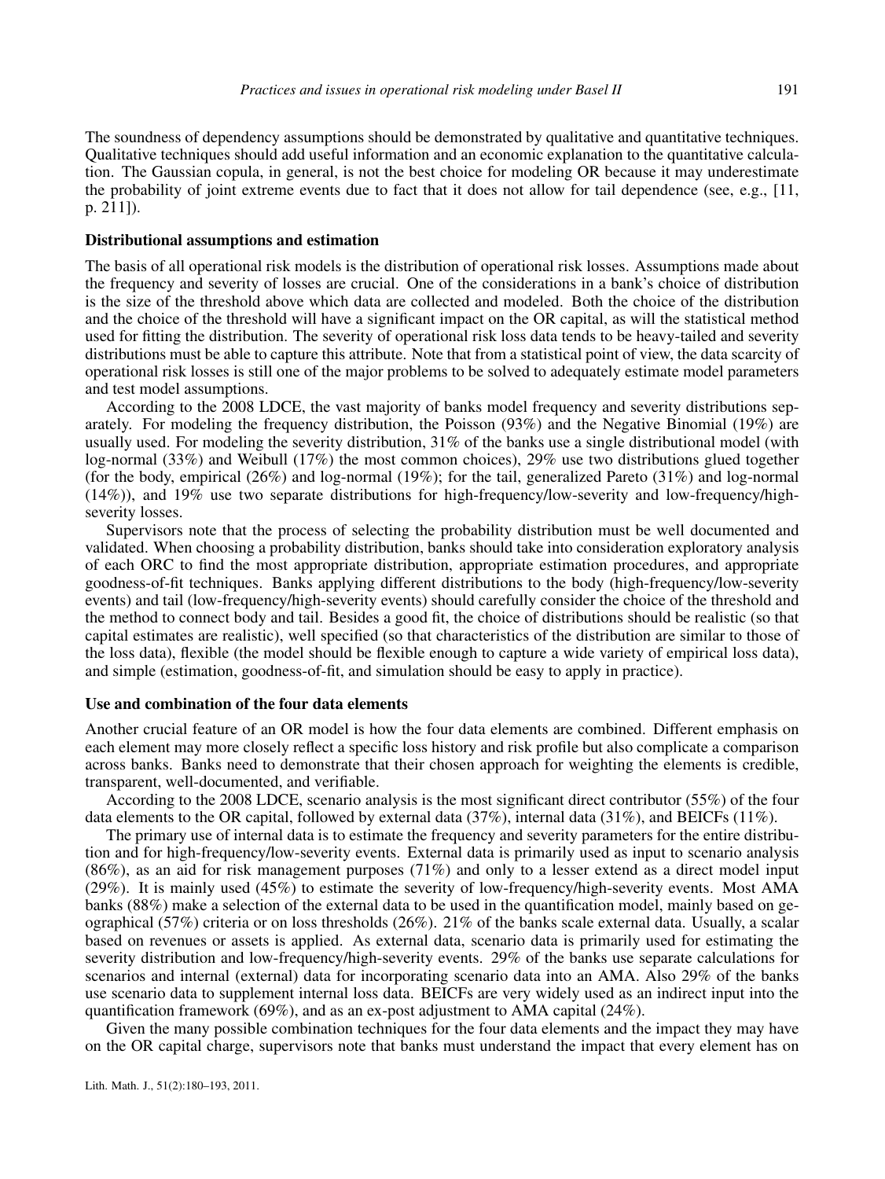The soundness of dependency assumptions should be demonstrated by qualitative and quantitative techniques. Qualitative techniques should add useful information and an economic explanation to the quantitative calculation. The Gaussian copula, in general, is not the best choice for modeling OR because it may underestimate the probability of joint extreme events due to fact that it does not allow for tail dependence (see, e.g., [11, p. 211]).

### Distributional assumptions and estimation

The basis of all operational risk models is the distribution of operational risk losses. Assumptions made about the frequency and severity of losses are crucial. One of the considerations in a bank's choice of distribution is the size of the threshold above which data are collected and modeled. Both the choice of the distribution and the choice of the threshold will have a significant impact on the OR capital, as will the statistical method used for fitting the distribution. The severity of operational risk loss data tends to be heavy-tailed and severity distributions must be able to capture this attribute. Note that from a statistical point of view, the data scarcity of operational risk losses is still one of the major problems to be solved to adequately estimate model parameters and test model assumptions.

According to the 2008 LDCE, the vast majority of banks model frequency and severity distributions separately. For modeling the frequency distribution, the Poisson (93%) and the Negative Binomial (19%) are usually used. For modeling the severity distribution, 31% of the banks use a single distributional model (with log-normal (33%) and Weibull (17%) the most common choices), 29% use two distributions glued together (for the body, empirical (26%) and log-normal (19%); for the tail, generalized Pareto (31%) and log-normal (14%)), and 19% use two separate distributions for high-frequency/low-severity and low-frequency/high-severity losses.

Supervisors note that the process of selecting the probability distribution must be well documented and validated. When choosing a probability distribution, banks should take into consideration exploratory analysis of each ORC to find the most appropriate distribution, appropriate estimation procedures, and appropriate goodness-of-fit techniques. Banks applying different distributions to the body (high-frequency/low-severity events) and tail (low-frequency/high-severity events) should carefully consider the choice of the threshold and the method to connect body and tail. Besides a good fit, the choice of distributions should be realistic (so that capital estimates are realistic), well specified (so that characteristics of the distribution are similar to those of the loss data), flexible (the model should be flexible enough to capture a wide variety of empirical loss data), and simple (estimation, goodness-of-fit, and simulation should be easy to apply in practice).

### Use and combination of the four data elements

Another crucial feature of an OR model is how the four data elements are combined. Different emphasis on each element may more closely reflect a specific loss history and risk profile but also complicate a comparison across banks. Banks need to demonstrate that their chosen approach for weighting the elements is credible, transparent, well-documented, and verifiable.

According to the 2008 LDCE, scenario analysis is the most significant direct contributor (55%) of the four data elements to the OR capital, followed by external data (37%), internal data (31%), and BEICFs (11%).

The primary use of internal data is to estimate the frequency and severity parameters for the entire distribution and for high-frequency/low-severity events. External data is primarily used as input to scenario analysis (86%), as an aid for risk management purposes (71%) and only to a lesser extend as a direct model input (29%). It is mainly used (45%) to estimate the severity of low-frequency/high-severity events. Most AMA banks (88%) make a selection of the external data to be used in the quantification model, mainly based on geographical (57%) criteria or on loss thresholds (26%). 21% of the banks scale external data. Usually, a scalar based on revenues or assets is applied. As external data, scenario data is primarily used for estimating the severity distribution and low-frequency/high-severity events. 29% of the banks use separate calculations for scenarios and internal (external) data for incorporating scenario data into an AMA. Also 29% of the banks use scenario data to supplement internal loss data. BEICFs are very widely used as an indirect input into the quantification framework (69%), and as an ex-post adjustment to AMA capital (24%).

Given the many possible combination techniques for the four data elements and the impact they may have on the OR capital charge, supervisors note that banks must understand the impact that every element has on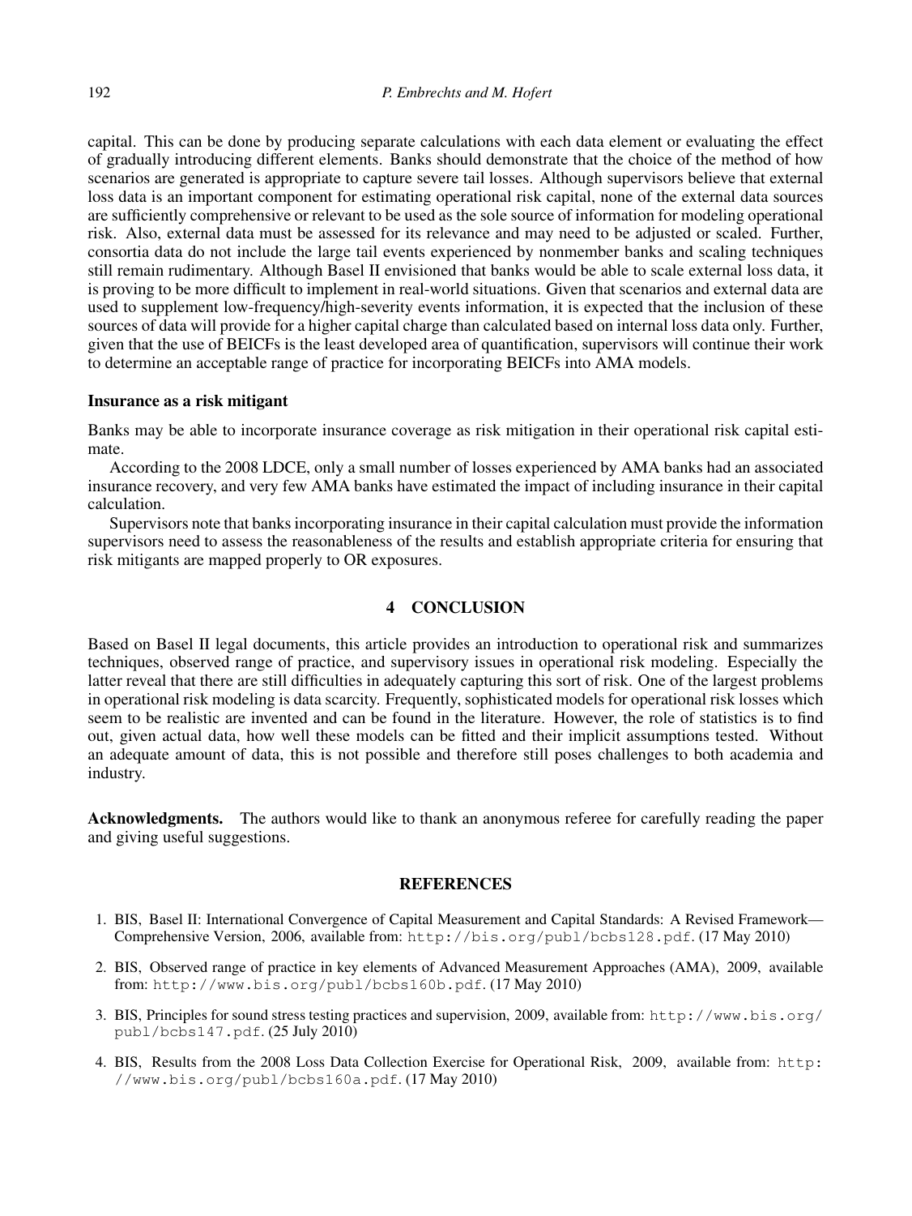capital. This can be done by producing separate calculations with each data element or evaluating the effect of gradually introducing different elements. Banks should demonstrate that the choice of the method of how scenarios are generated is appropriate to capture severe tail losses. Although supervisors believe that external loss data is an important component for estimating operational risk capital, none of the external data sources are sufficiently comprehensive or relevant to be used as the sole source of information for modeling operational risk. Also, external data must be assessed for its relevance and may need to be adjusted or scaled. Further, consortia data do not include the large tail events experienced by nonmember banks and scaling techniques still remain rudimentary. Although Basel II envisioned that banks would be able to scale external loss data, it is proving to be more difficult to implement in real-world situations. Given that scenarios and external data are used to supplement low-frequency/high-severity events information, it is expected that the inclusion of these sources of data will provide for a higher capital charge than calculated based on internal loss data only. Further, given that the use of BEICFs is the least developed area of quantification, supervisors will continue their work to determine an acceptable range of practice for incorporating BEICFs into AMA models.

**Insurance as a risk mitigant**

Banks may be able to incorporate insurance coverage as risk mitigation in their operational risk capital estimate.

According to the 2008 LDCE, only a small number of losses experienced by AMA banks had an associated insurance recovery, and very few AMA banks have estimated the impact of including insurance in their capital calculation.

Supervisors note that banks incorporating insurance in their capital calculation must provide the information supervisors need to assess the reasonableness of the results and establish appropriate criteria for ensuring that risk mitigants are mapped properly to OR exposures.

## 4 CONCLUSION

Based on Basel II legal documents, this article provides an introduction to operational risk and summarizes techniques, observed range of practice, and supervisory issues in operational risk modeling. Especially the latter reveal that there are still difficulties in adequately capturing this sort of risk. One of the largest problems in operational risk modeling is data scarcity. Frequently, sophisticated models for operational risk losses which seem to be realistic are invented and can be found in the literature. However, the role of statistics is to find out, given actual data, how well these models can be fitted and their implicit assumptions tested. Without an adequate amount of data, this is not possible and therefore still poses challenges to both academia and industry.

**Acknowledgments.** The authors would like to thank an anonymous referee for carefully reading the paper and giving useful suggestions.

## REFERENCES

1. BIS, Basel II: International Convergence of Capital Measurement and Capital Standards: A Revised Framework—Comprehensive Version, 2006, available from: http://bis.org/publ/bcbs128.pdf. (17 May 2010)

2. BIS, Observed range of practice in key elements of Advanced Measurement Approaches (AMA), 2009, available from: http://www.bis.org/publ/bcbs160b.pdf. (17 May 2010)

3. BIS, Principles for sound stress testing practices and supervision, 2009, available from: http://www.bis.org/publ/bcbs147.pdf. (25 July 2010)

4. BIS, Results from the 2008 Loss Data Collection Exercise for Operational Risk, 2009, available from: http://www.bis.org/publ/bcbs160a.pdf. (17 May 2010)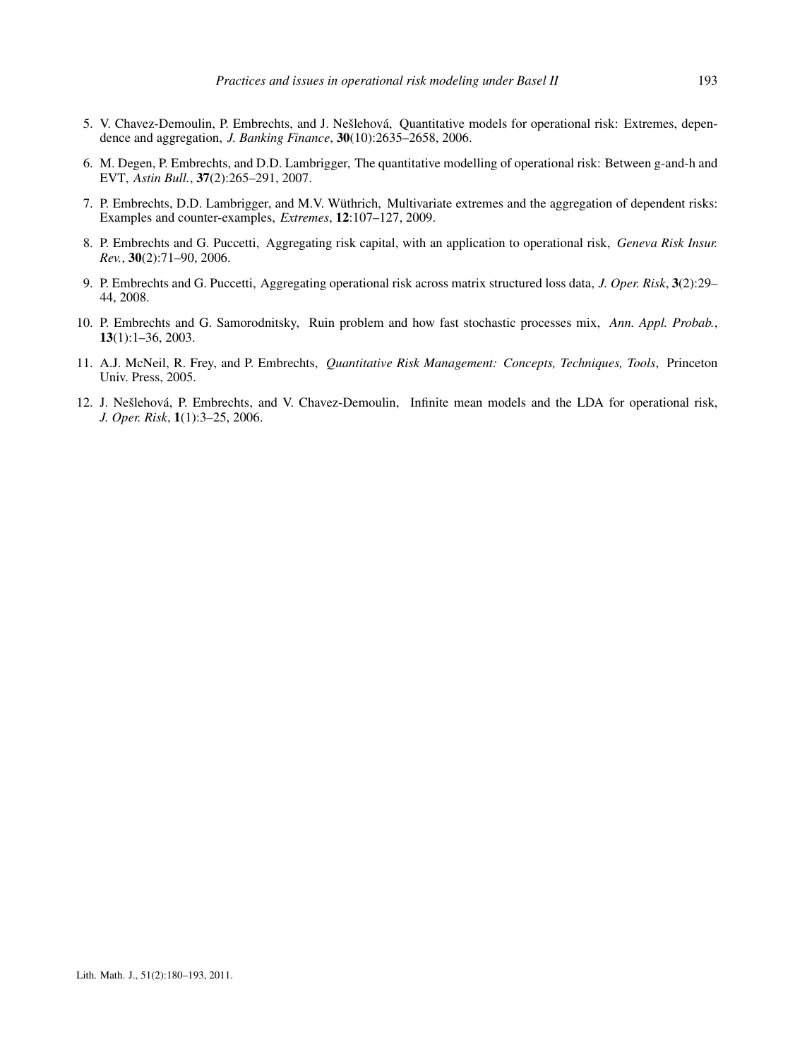5. V. Chavez-Demoulin, P. Embrechts, and J. Nešlehová, Quantitative models for operational risk: Extremes, dependence and aggregation, *J. Banking Finance*, **30**(10):2635–2658, 2006.
6. M. Degen, P. Embrechts, and D.D. Lambrigger, The quantitative modelling of operational risk: Between g-and-h and EVT, *Astin Bull.*, **37**(2):265–291, 2007.
7. P. Embrechts, D.D. Lambrigger, and M.V. Wüthrich, Multivariate extremes and the aggregation of dependent risks: Examples and counter-examples, *Extremes*, **12**:107–127, 2009.
8. P. Embrechts and G. Puccetti, Aggregating risk capital, with an application to operational risk, *Geneva Risk Insur. Rev.*, **30**(2):71–90, 2006.
9. P. Embrechts and G. Puccetti, Aggregating operational risk across matrix structured loss data, *J. Oper. Risk*, **3**(2):29–44, 2008.
10. P. Embrechts and G. Samorodnitsky, Ruin problem and how fast stochastic processes mix, *Ann. Appl. Probab.*, **13**(1):1–36, 2003.
11. A.J. McNeil, R. Frey, and P. Embrechts, *Quantitative Risk Management: Concepts, Techniques, Tools*, Princeton Univ. Press, 2005.
12. J. Nešlehová, P. Embrechts, and V. Chavez-Demoulin, Infinite mean models and the LDA for operational risk, *J. Oper. Risk*, **1**(1):3–25, 2006.